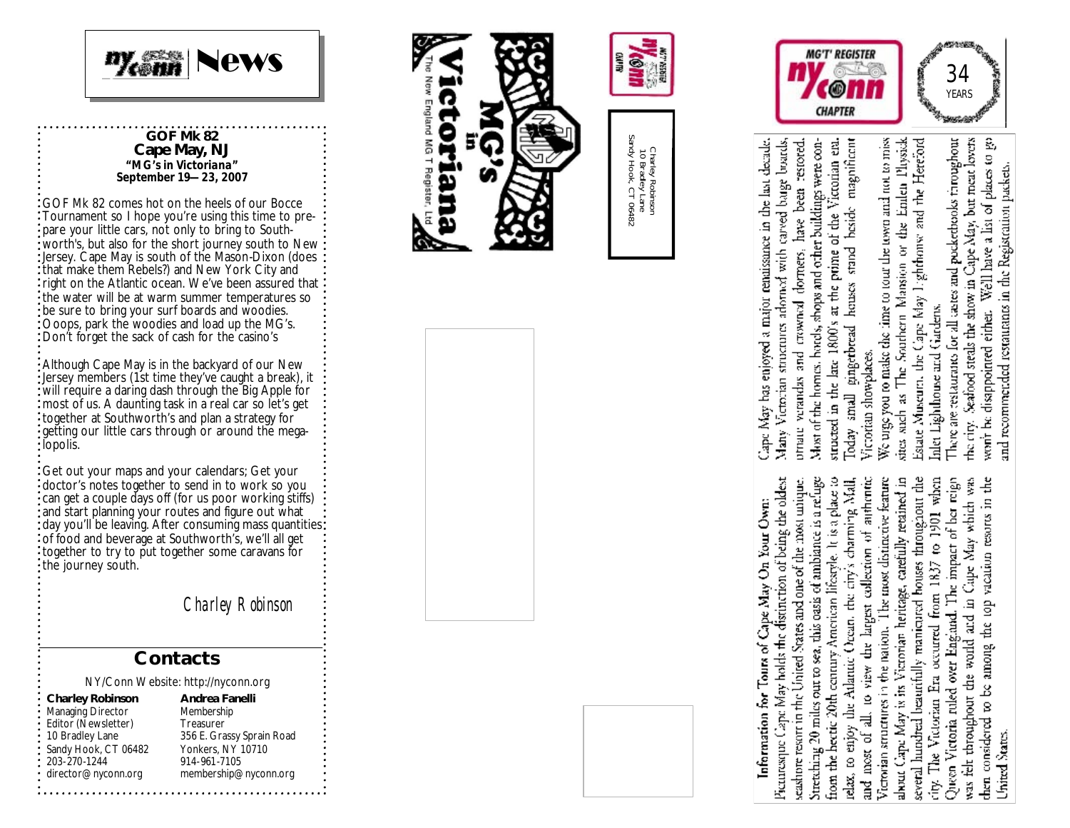# NY/Conn News

### GOF Mk 82
### Cape May, NJ
**"MG's in Victoriana"**
**September 19—23, 2007**

GOF Mk 82 comes hot on the heels of our Bocce Tournament so I hope you're using this time to prepare your little cars, not only to bring to Southworth's, but also for the short journey south to New Jersey. Cape May is south of the Mason-Dixon (does that make them Rebels?) and New York City and right on the Atlantic ocean. We've been assured that the water will be at warm summer temperatures so be sure to bring your surf boards and woodies. Ooops, park the woodies and load up the MG's. Don't forget the sack of cash for the casino's

Although Cape May is in the backyard of our New Jersey members (1st time they've caught a break), it will require a daring dash through the Big Apple for most of us. A daunting task in a real car so let's get together at Southworth's and plan a strategy for getting our little cars through or around the megalopolis.

Get out your maps and your calendars; Get your doctor's notes together to send in to work so you can get a couple days off (for us poor working stiffs) and start planning your routes and figure out what day you'll be leaving. After consuming mass quantities of food and beverage at Southworth's, we'll all get together to try to put together some caravans for the journey south.

*Charley Robinson*

## Contacts

NY/Conn Website: http://nyconn.org

**Charley Robinson**
Managing Director
Editor (Newsletter)
10 Bradley Lane
Sandy Hook, CT 06482
203-270-1244
director@nyconn.org

**Andrea Fanelli**
Membership
Treasurer
356 E. Grassy Sprain Road
Yonkers, NY 10710
914-961-7105
membership@nyconn.org

---

**MG's in Victoriana**
The New England MG T Register, Ltd

MG'T' Register NY/Conn Chapter

Charley Robinson
10 Bradley Lane
Sandy Hook, CT 06482

---

MG'T' Register NY/Conn Chapter — 34 Years

**Information for Tours of Cape May On Your Own:**

Picturesque Cape May holds the distinction of being the oldest seashore resort in the United States and one of the most unique. Stretching 20 miles out to sea, this oasis of ambiance is a refuge from the hectic 20th century American lifestyle. It is a place to relax, to enjoy the Atlantic Ocean, the city's charming Mall, and most of all, to view the largest collection of authentic Victorian structures in the nation. The most distinctive feature about Cape May is its Victorian heritage, carefully retained in several hundred beautifully manicured houses throughout the city. The Victorian Era occurred from 1837 to 1901 when Queen Victoria ruled over England. The impact of her reign was felt throughout the world and in Cape May which was then considered to be among the top vacation resorts in the United States.

Cape May has enjoyed a major renaissance in the last decade. Many Victorian structures adorned with carved barge boards, ornate verandas and crowned dormers, have been restored. Most of the homes, hotels, shops and other buildings were constructed in the late 1800's at the prime of the Victorian era. Today small gingerbread houses stand beside magnificent Victorian showplaces.

We urge you to make the time to tour the town and not to miss sites such as The Southern Mansion or the Emlen Physick Estate Museum, the Cape May Lighthouse and the Hereford Inlet Lighthouse and Gardens.

There are restaurants for all tastes and pocketbooks throughout the city. Seafood steals the show in Cape May, but meat lovers won't be disappointed either. We'll have a list of places to go and recommended restaurants in the Registration packets.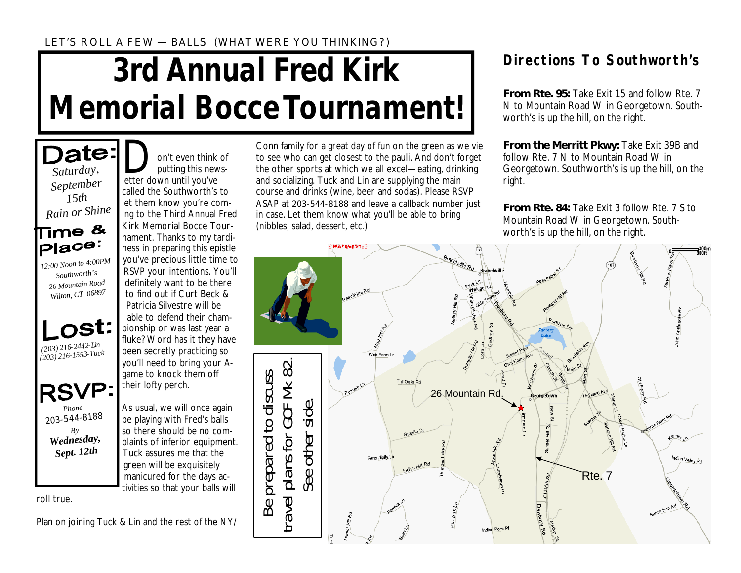LET'S ROLL A FEW — BALLS (WHAT WERE YOU THINKING?)

# 3rd Annual Fred Kirk Memorial Bocce Tournament!

**Date:**
*Saturday, September 15th*
*Rain or Shine*

**Time & Place:**
*12:00 Noon to 4:00PM*
*Southworth's*
*26 Mountain Road*
*Wilton, CT 06897*

**Lost:**
*(203) 216-2442-Lin*
*(203) 216-1553-Tuck*

**RSVP:**
*Phone*
203-544-8188
*By*
***Wednesday, Sept. 12th***

Don't even think of putting this newsletter down until you've called the Southworth's to let them know you're coming to the Third Annual Fred Kirk Memorial Bocce Tournament. Thanks to my tardiness in preparing this epistle you've precious little time to RSVP your intentions. You'll definitely want to be there to find out if Curt Beck & Patricia Silvestre will be able to defend their championship or was last year a fluke? Word has it they have been secretly practicing so you'll need to bring your A-game to knock them off their lofty perch.

As usual, we will once again be playing with Fred's balls so there should be no complaints of inferior equipment. Tuck assures me that the green will be exquisitely manicured for the days activities so that your balls will roll true.

Plan on joining Tuck & Lin and the rest of the NY/Conn family for a great day of fun on the green as we vie to see who can get closest to the pauli. And don't forget the other sports at which we all excel—eating, drinking and socializing. Tuck and Lin are supplying the main course and drinks (wine, beer and sodas). Please RSVP ASAP at 203-544-8188 and leave a callback number just in case. Let them know what you'll be able to bring (nibbles, salad, dessert, etc.)

## Directions To Southworth's

**From Rte. 95:** Take Exit 15 and follow Rte. 7 N to Mountain Road W in Georgetown. Southworth's is up the hill, on the right.

**From the Merritt Pkwy:** Take Exit 39B and follow Rte. 7 N to Mountain Road W in Georgetown. Southworth's is up the hill, on the right.

**From Rte. 84:** Take Exit 3 follow Rte. 7 S to Mountain Road W in Georgetown. Southworth's is up the hill, on the right.

Be prepared to discuss travel plans for GCF Mk 82. See other side.

26 Mountain Rd.

Rte. 7